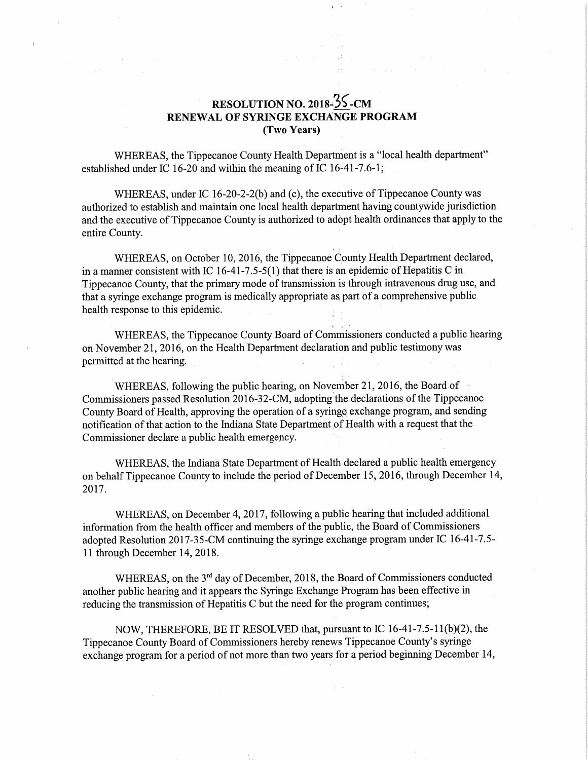# RESOLUTION NO. 2018-35-CM
## RENEWAL OF SYRINGE EXCHANGE PROGRAM
### (Two Years)

WHEREAS, the Tippecanoe County Health Department is a "local health department" established under IC 16-20 and within the meaning of IC 16-41-7.6-1;

WHEREAS, under IC 16-20-2-2(b) and (c), the executive of Tippecanoe County was authorized to establish and maintain one local health department having countywide jurisdiction and the executive of Tippecanoe County is authorized to adopt health ordinances that apply to the entire County.

WHEREAS, on October 10, 2016, the Tippecanoe County Health Department declared, in a manner consistent with IC 16-41-7.5-5(1) that there is an epidemic of Hepatitis C in Tippecanoe County, that the primary mode of transmission is through intravenous drug use, and that a syringe exchange program is medically appropriate as part of a comprehensive public health response to this epidemic.

WHEREAS, the Tippecanoe County Board of Commissioners conducted a public hearing on November 21, 2016, on the Health Department declaration and public testimony was permitted at the hearing.

WHEREAS, following the public hearing, on November 21, 2016, the Board of Commissioners passed Resolution 2016-32-CM, adopting the declarations of the Tippecanoe County Board of Health, approving the operation of a syringe exchange program, and sending notification of that action to the Indiana State Department of Health with a request that the Commissioner declare a public health emergency.

WHEREAS, the Indiana State Department of Health declared a public health emergency on behalf Tippecanoe County to include the period of December 15, 2016, through December 14, 2017.

WHEREAS, on December 4, 2017, following a public hearing that included additional information from the health officer and members of the public, the Board of Commissioners adopted Resolution 2017-35-CM continuing the syringe exchange program under IC 16-41-7.5-11 through December 14, 2018.

WHEREAS, on the 3rd day of December, 2018, the Board of Commissioners conducted another public hearing and it appears the Syringe Exchange Program has been effective in reducing the transmission of Hepatitis C but the need for the program continues;

NOW, THEREFORE, BE IT RESOLVED that, pursuant to IC 16-41-7.5-11(b)(2), the Tippecanoe County Board of Commissioners hereby renews Tippecanoe County's syringe exchange program for a period of not more than two years for a period beginning December 14,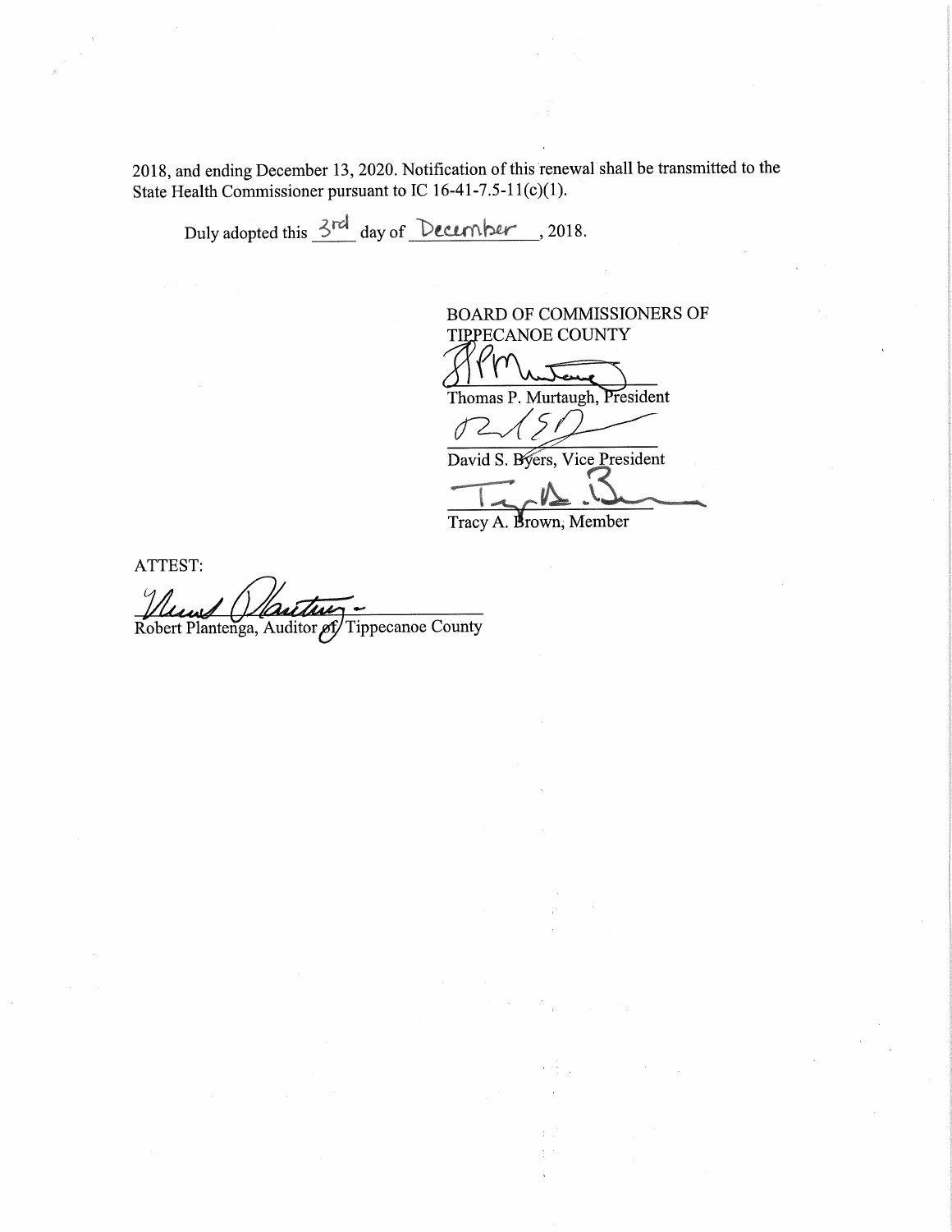2018, and ending December 13, 2020. Notification of this renewal shall be transmitted to the State Health Commissioner pursuant to IC 16-41-7.5-11(c)(1).

Duly adopted this 3rd day of December, 2018.

BOARD OF COMMISSIONERS OF TIPPECANOE COUNTY

Thomas P. Murtaugh, President

David S. Byers, Vice President

Tracy A. Brown, Member

ATTEST:

Robert Plantenga, Auditor of Tippecanoe County